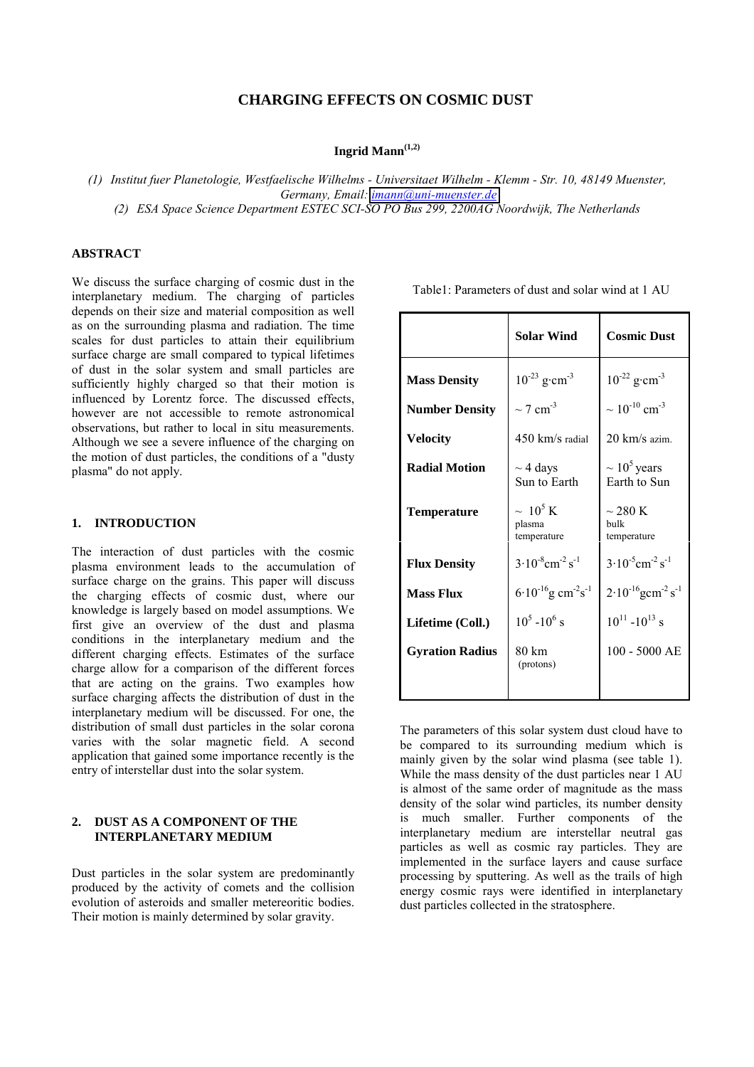# CHARGING EFFECTS ON COSMIC DUST

**Ingrid Mann[1,2]**

*(1) Institut fuer Planetologie, Westfaelische Wilhelms - Universitaet Wilhelm - Klemm - Str. 10, 48149 Muenster, Germany, Email: imann@uni-muenster.de*

*(2) ESA Space Science Department ESTEC SCI-SO PO Bus 299, 2200AG Noordwijk, The Netherlands*

## ABSTRACT

We discuss the surface charging of cosmic dust in the interplanetary medium. The charging of particles depends on their size and material composition as well as on the surrounding plasma and radiation. The time scales for dust particles to attain their equilibrium surface charge are small compared to typical lifetimes of dust in the solar system and small particles are sufficiently highly charged so that their motion is influenced by Lorentz force. The discussed effects, however are not accessible to remote astronomical observations, but rather to local in situ measurements. Although we see a severe influence of the charging on the motion of dust particles, the conditions of a "dusty plasma" do not apply.

## 1. INTRODUCTION

The interaction of dust particles with the cosmic plasma environment leads to the accumulation of surface charge on the grains. This paper will discuss the charging effects of cosmic dust, where our knowledge is largely based on model assumptions. We first give an overview of the dust and plasma conditions in the interplanetary medium and the different charging effects. Estimates of the surface charge allow for a comparison of the different forces that are acting on the grains. Two examples how surface charging affects the distribution of dust in the interplanetary medium will be discussed. For one, the distribution of small dust particles in the solar corona varies with the solar magnetic field. A second application that gained some importance recently is the entry of interstellar dust into the solar system.

## 2. DUST AS A COMPONENT OF THE INTERPLANETARY MEDIUM

Dust particles in the solar system are predominantly produced by the activity of comets and the collision evolution of asteroids and smaller metereoritic bodies. Their motion is mainly determined by solar gravity.

Table1: Parameters of dust and solar wind at 1 AU

| | **Solar Wind** | **Cosmic Dust** |
|---|---|---|
| **Mass Density** | $10^{-23}$ g·cm$^{-3}$ | $10^{-22}$ g·cm$^{-3}$ |
| **Number Density** | ~ 7 cm$^{-3}$ | ~ $10^{-10}$ cm$^{-3}$ |
| **Velocity** | 450 km/s radial | 20 km/s azim. |
| **Radial Motion** | ~ 4 days Sun to Earth | ~ $10^5$ years Earth to Sun |
| **Temperature** | ~ $10^5$ K plasma temperature | ~ 280 K bulk temperature |
| **Flux Density** | $3 \cdot 10^{-8}$cm$^{-2}$ s$^{-1}$ | $3 \cdot 10^{-5}$cm$^{-2}$ s$^{-1}$ |
| **Mass Flux** | $6 \cdot 10^{-16}$g cm$^{-2}$s$^{-1}$ | $2 \cdot 10^{-16}$gcm$^{-2}$ s$^{-1}$ |
| **Lifetime (Coll.)** | $10^5$ -$10^6$ s | $10^{11}$ -$10^{13}$ s |
| **Gyration Radius** | 80 km (protons) | 100 - 5000 AE |

The parameters of this solar system dust cloud have to be compared to its surrounding medium which is mainly given by the solar wind plasma (see table 1). While the mass density of the dust particles near 1 AU is almost of the same order of magnitude as the mass density of the solar wind particles, its number density is much smaller. Further components of the interplanetary medium are interstellar neutral gas particles as well as cosmic ray particles. They are implemented in the surface layers and cause surface processing by sputtering. As well as the trails of high energy cosmic rays were identified in interplanetary dust particles collected in the stratosphere.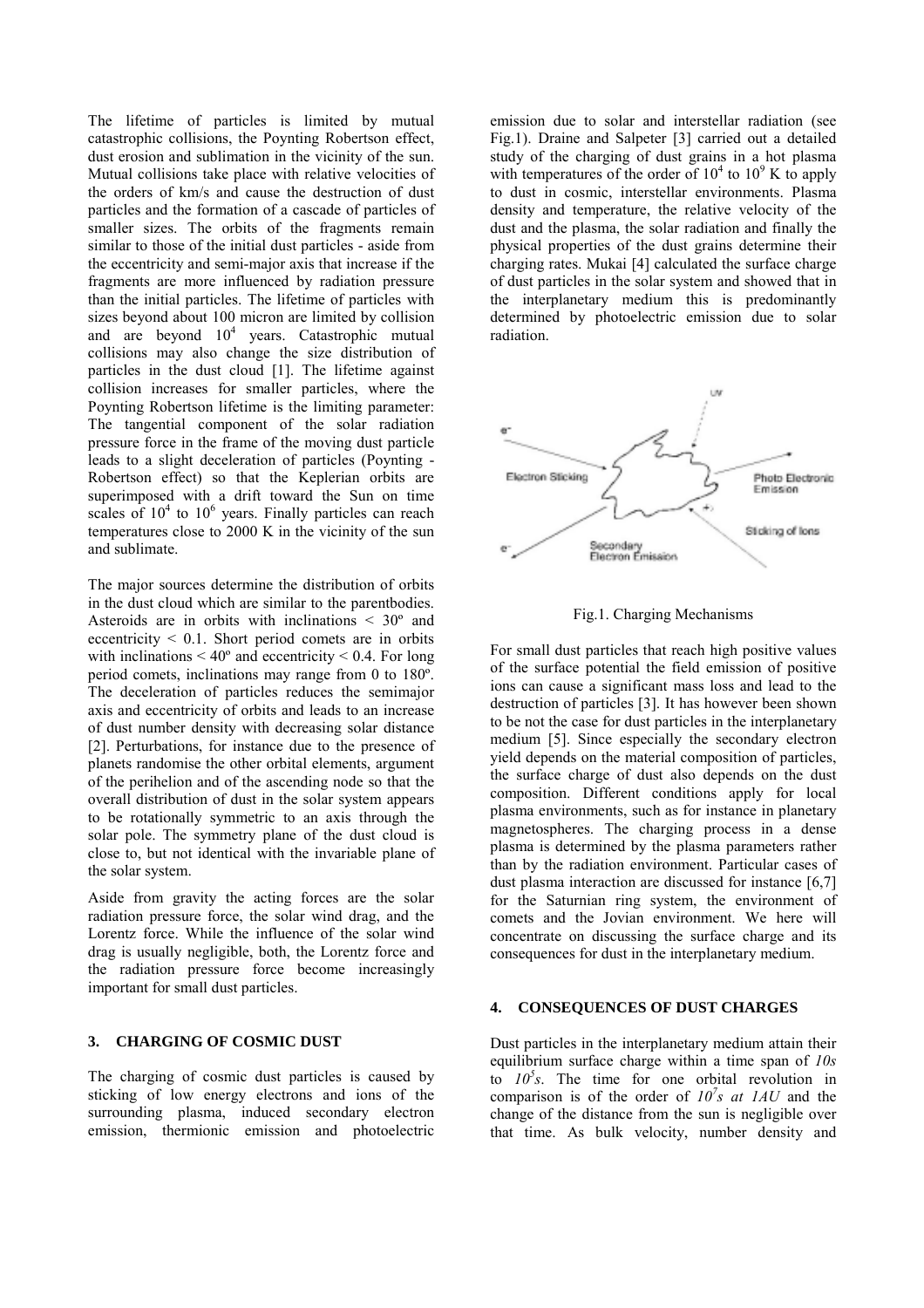The lifetime of particles is limited by mutual catastrophic collisions, the Poynting Robertson effect, dust erosion and sublimation in the vicinity of the sun. Mutual collisions take place with relative velocities of the orders of km/s and cause the destruction of dust particles and the formation of a cascade of particles of smaller sizes. The orbits of the fragments remain similar to those of the initial dust particles - aside from the eccentricity and semi-major axis that increase if the fragments are more influenced by radiation pressure than the initial particles. The lifetime of particles with sizes beyond about 100 micron are limited by collision and are beyond $10^4$ years. Catastrophic mutual collisions may also change the size distribution of particles in the dust cloud [1]. The lifetime against collision increases for smaller particles, where the Poynting Robertson lifetime is the limiting parameter: The tangential component of the solar radiation pressure force in the frame of the moving dust particle leads to a slight deceleration of particles (Poynting - Robertson effect) so that the Keplerian orbits are superimposed with a drift toward the Sun on time scales of $10^4$ to $10^6$ years. Finally particles can reach temperatures close to 2000 K in the vicinity of the sun and sublimate.

The major sources determine the distribution of orbits in the dust cloud which are similar to the parentbodies. Asteroids are in orbits with inclinations < 30º and eccentricity < 0.1. Short period comets are in orbits with inclinations < 40º and eccentricity < 0.4. For long period comets, inclinations may range from 0 to 180º. The deceleration of particles reduces the semimajor axis and eccentricity of orbits and leads to an increase of dust number density with decreasing solar distance [2]. Perturbations, for instance due to the presence of planets randomise the other orbital elements, argument of the perihelion and of the ascending node so that the overall distribution of dust in the solar system appears to be rotationally symmetric to an axis through the solar pole. The symmetry plane of the dust cloud is close to, but not identical with the invariable plane of the solar system.

Aside from gravity the acting forces are the solar radiation pressure force, the solar wind drag, and the Lorentz force. While the influence of the solar wind drag is usually negligible, both, the Lorentz force and the radiation pressure force become increasingly important for small dust particles.

## 3. CHARGING OF COSMIC DUST

The charging of cosmic dust particles is caused by sticking of low energy electrons and ions of the surrounding plasma, induced secondary electron emission, thermionic emission and photoelectric emission due to solar and interstellar radiation (see Fig.1). Draine and Salpeter [3] carried out a detailed study of the charging of dust grains in a hot plasma with temperatures of the order of $10^4$ to $10^9$ K to apply to dust in cosmic, interstellar environments. Plasma density and temperature, the relative velocity of the dust and the plasma, the solar radiation and finally the physical properties of the dust grains determine their charging rates. Mukai [4] calculated the surface charge of dust particles in the solar system and showed that in the interplanetary medium this is predominantly determined by photoelectric emission due to solar radiation.

Fig.1. Charging Mechanisms

For small dust particles that reach high positive values of the surface potential the field emission of positive ions can cause a significant mass loss and lead to the destruction of particles [3]. It has however been shown to be not the case for dust particles in the interplanetary medium [5]. Since especially the secondary electron yield depends on the material composition of particles, the surface charge of dust also depends on the dust composition. Different conditions apply for local plasma environments, such as for instance in planetary magnetospheres. The charging process in a dense plasma is determined by the plasma parameters rather than by the radiation environment. Particular cases of dust plasma interaction are discussed for instance [6,7] for the Saturnian ring system, the environment of comets and the Jovian environment. We here will concentrate on discussing the surface charge and its consequences for dust in the interplanetary medium.

## 4. CONSEQUENCES OF DUST CHARGES

Dust particles in the interplanetary medium attain their equilibrium surface charge within a time span of *10s* to *$10^5$s*. The time for one orbital revolution in comparison is of the order of *$10^7$s at 1AU* and the change of the distance from the sun is negligible over that time. As bulk velocity, number density and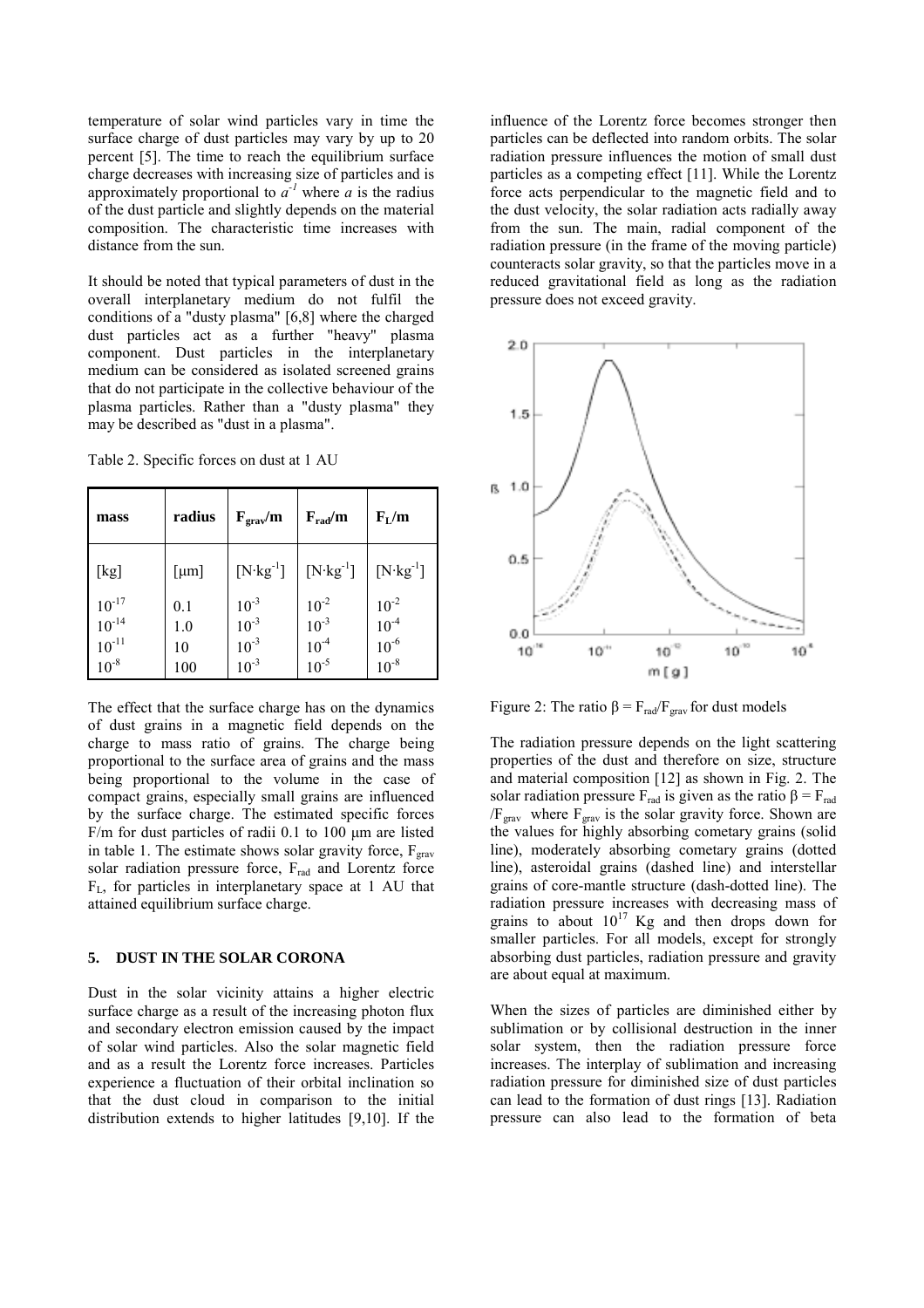temperature of solar wind particles vary in time the surface charge of dust particles may vary by up to 20 percent [5]. The time to reach the equilibrium surface charge decreases with increasing size of particles and is approximately proportional to $a^{-1}$ where $a$ is the radius of the dust particle and slightly depends on the material composition. The characteristic time increases with distance from the sun.

It should be noted that typical parameters of dust in the overall interplanetary medium do not fulfil the conditions of a "dusty plasma" [6,8] where the charged dust particles act as a further "heavy" plasma component. Dust particles in the interplanetary medium can be considered as isolated screened grains that do not participate in the collective behaviour of the plasma particles. Rather than a "dusty plasma" they may be described as "dust in a plasma".

Table 2. Specific forces on dust at 1 AU

| mass | radius | $F_{grav}/m$ | $F_{rad}/m$ | $F_L/m$ |
|---|---|---|---|---|
| [kg] | [μm] | [$N \cdot kg^{-1}$] | [$N \cdot kg^{-1}$] | [$N \cdot kg^{-1}$] |
| $10^{-17}$ | 0.1 | $10^{-3}$ | $10^{-2}$ | $10^{-2}$ |
| $10^{-14}$ | 1.0 | $10^{-3}$ | $10^{-3}$ | $10^{-4}$ |
| $10^{-11}$ | 10 | $10^{-3}$ | $10^{-4}$ | $10^{-6}$ |
| $10^{-8}$ | 100 | $10^{-3}$ | $10^{-5}$ | $10^{-8}$ |

The effect that the surface charge has on the dynamics of dust grains in a magnetic field depends on the charge to mass ratio of grains. The charge being proportional to the surface area of grains and the mass being proportional to the volume in the case of compact grains, especially small grains are influenced by the surface charge. The estimated specific forces F/m for dust particles of radii 0.1 to 100 μm are listed in table 1. The estimate shows solar gravity force, $F_{grav}$ solar radiation pressure force, $F_{rad}$ and Lorentz force $F_L$, for particles in interplanetary space at 1 AU that attained equilibrium surface charge.

## 5. DUST IN THE SOLAR CORONA

Dust in the solar vicinity attains a higher electric surface charge as a result of the increasing photon flux and secondary electron emission caused by the impact of solar wind particles. Also the solar magnetic field and as a result the Lorentz force increases. Particles experience a fluctuation of their orbital inclination so that the dust cloud in comparison to the initial distribution extends to higher latitudes [9,10]. If the influence of the Lorentz force becomes stronger then particles can be deflected into random orbits. The solar radiation pressure influences the motion of small dust particles as a competing effect [11]. While the Lorentz force acts perpendicular to the magnetic field and to the dust velocity, the solar radiation acts radially away from the sun. The main, radial component of the radiation pressure (in the frame of the moving particle) counteracts solar gravity, so that the particles move in a reduced gravitational field as long as the radiation pressure does not exceed gravity.

Figure 2: The ratio $\beta = F_{rad}/F_{grav}$ for dust models

The radiation pressure depends on the light scattering properties of the dust and therefore on size, structure and material composition [12] as shown in Fig. 2. The solar radiation pressure $F_{rad}$ is given as the ratio $\beta = F_{rad}/F_{grav}$ where $F_{grav}$ is the solar gravity force. Shown are the values for highly absorbing cometary grains (solid line), moderately absorbing cometary grains (dotted line), asteroidal grains (dashed line) and interstellar grains of core-mantle structure (dash-dotted line). The radiation pressure increases with decreasing mass of grains to about $10^{17}$ Kg and then drops down for smaller particles. For all models, except for strongly absorbing dust particles, radiation pressure and gravity are about equal at maximum.

When the sizes of particles are diminished either by sublimation or by collisional destruction in the inner solar system, then the radiation pressure force increases. The interplay of sublimation and increasing radiation pressure for diminished size of dust particles can lead to the formation of dust rings [13]. Radiation pressure can also lead to the formation of beta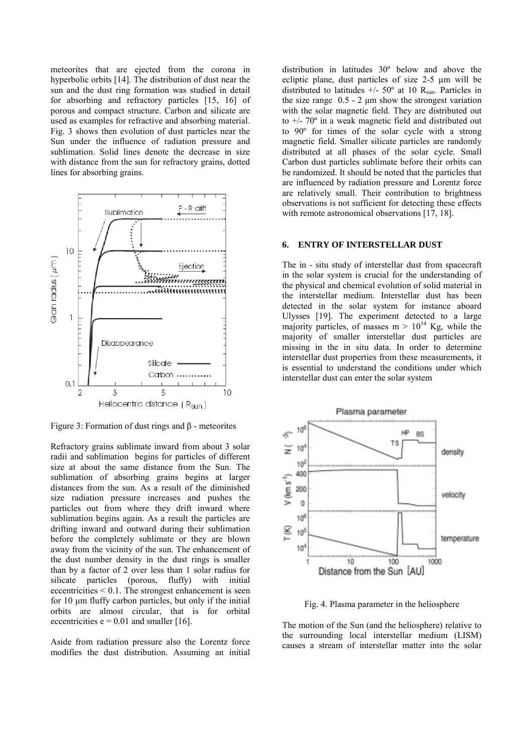meteorites that are ejected from the corona in hyperbolic orbits [14]. The distribution of dust near the sun and the dust ring formation was studied in detail for absorbing and refractory particles [15, 16] of porous and compact structure. Carbon and silicate are used as examples for refractive and absorbing material. Fig. 3 shows then evolution of dust particles near the Sun under the influence of radiation pressure and sublimation. Solid lines denote the decrease in size with distance from the sun for refractory grains, dotted lines for absorbing grains.

Figure 3: Formation of dust rings and β - meteorites

Refractory grains sublimate inward from about 3 solar radii and sublimation begins for particles of different size at about the same distance from the Sun. The sublimation of absorbing grains begins at larger distances from the sun. As a result of the diminished size radiation pressure increases and pushes the particles out from where they drift inward where sublimation begins again. As a result the particles are drifting inward and outward during their sublimation before the completely sublimate or they are blown away from the vicinity of the sun. The enhancement of the dust number density in the dust rings is smaller than by a factor of 2 over less than 1 solar radius for silicate particles (porous, fluffy) with initial eccentricities < 0.1. The strongest enhancement is seen for 10 µm fluffy carbon particles, but only if the initial orbits are almost circular, that is for orbital eccentricities e = 0.01 and smaller [16].

Aside from radiation pressure also the Lorentz force modifies the dust distribution. Assuming an initial distribution in latitudes 30º below and above the ecliptic plane, dust particles of size 2-5 µm will be distributed to latitudes +/- 50º at 10 $R_{sun}$. Particles in the size range 0.5 - 2 µm show the strongest variation with the solar magnetic field. They are distributed out to +/- 70º in a weak magnetic field and distributed out to 90º for times of the solar cycle with a strong magnetic field. Smaller silicate particles are randomly distributed at all phases of the solar cycle. Small Carbon dust particles sublimate before their orbits can be randomized. It should be noted that the particles that are influenced by radiation pressure and Lorentz force are relatively small. Their contribution to brightness observations is not sufficient for detecting these effects with remote astronomical observations [17, 18].

## 6. ENTRY OF INTERSTELLAR DUST

The in - situ study of interstellar dust from spacecraft in the solar system is crucial for the understanding of the physical and chemical evolution of solid material in the interstellar medium. Interstellar dust has been detected in the solar system for instance aboard Ulysses [19]. The experiment detected to a large majority particles, of masses $m > 10^{14}$ Kg, while the majority of smaller interstellar dust particles are missing in the in situ data. In order to determine interstellar dust properties from these measurements, it is essential to understand the conditions under which interstellar dust can enter the solar system

Fig. 4. Plasma parameter in the heliosphere

The motion of the Sun (and the heliosphere) relative to the surrounding local interstellar medium (LISM) causes a stream of interstellar matter into the solar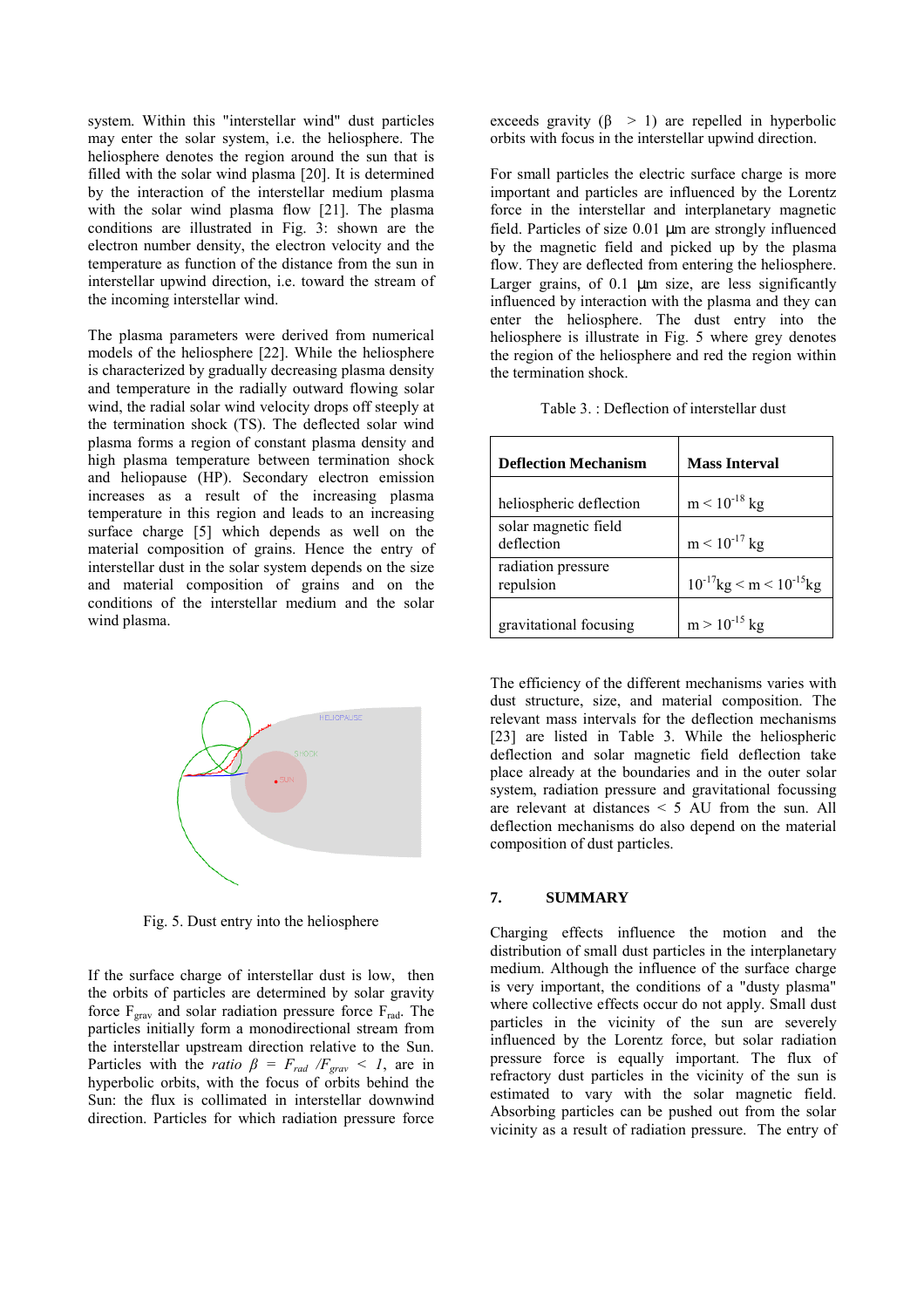system. Within this "interstellar wind" dust particles may enter the solar system, i.e. the heliosphere. The heliosphere denotes the region around the sun that is filled with the solar wind plasma [20]. It is determined by the interaction of the interstellar medium plasma with the solar wind plasma flow [21]. The plasma conditions are illustrated in Fig. 3: shown are the electron number density, the electron velocity and the temperature as function of the distance from the sun in interstellar upwind direction, i.e. toward the stream of the incoming interstellar wind.

The plasma parameters were derived from numerical models of the heliosphere [22]. While the heliosphere is characterized by gradually decreasing plasma density and temperature in the radially outward flowing solar wind, the radial solar wind velocity drops off steeply at the termination shock (TS). The deflected solar wind plasma forms a region of constant plasma density and high plasma temperature between termination shock and heliopause (HP). Secondary electron emission increases as a result of the increasing plasma temperature in this region and leads to an increasing surface charge [5] which depends as well on the material composition of grains. Hence the entry of interstellar dust in the solar system depends on the size and material composition of grains and on the conditions of the interstellar medium and the solar wind plasma.

Fig. 5. Dust entry into the heliosphere

If the surface charge of interstellar dust is low, then the orbits of particles are determined by solar gravity force $F_{grav}$ and solar radiation pressure force $F_{rad}$. The particles initially form a monodirectional stream from the interstellar upstream direction relative to the Sun. Particles with the *ratio* $\beta = F_{rad} / F_{grav} < 1$, are in hyperbolic orbits, with the focus of orbits behind the Sun: the flux is collimated in interstellar downwind direction. Particles for which radiation pressure force exceeds gravity ($\beta > 1$) are repelled in hyperbolic orbits with focus in the interstellar upwind direction.

For small particles the electric surface charge is more important and particles are influenced by the Lorentz force in the interstellar and interplanetary magnetic field. Particles of size 0.01 µm are strongly influenced by the magnetic field and picked up by the plasma flow. They are deflected from entering the heliosphere. Larger grains, of 0.1 µm size, are less significantly influenced by interaction with the plasma and they can enter the heliosphere. The dust entry into the heliosphere is illustrate in Fig. 5 where grey denotes the region of the heliosphere and red the region within the termination shock.

Table 3. : Deflection of interstellar dust

| Deflection Mechanism | Mass Interval |
|---|---|
| heliospheric deflection | $m < 10^{-18}$ kg |
| solar magnetic field deflection | $m < 10^{-17}$ kg |
| radiation pressure repulsion | $10^{-17}\text{kg} < m < 10^{-15}\text{kg}$ |
| gravitational focusing | $m > 10^{-15}$ kg |

The efficiency of the different mechanisms varies with dust structure, size, and material composition. The relevant mass intervals for the deflection mechanisms [23] are listed in Table 3. While the heliospheric deflection and solar magnetic field deflection take place already at the boundaries and in the outer solar system, radiation pressure and gravitational focussing are relevant at distances < 5 AU from the sun. All deflection mechanisms do also depend on the material composition of dust particles.

## 7. SUMMARY

Charging effects influence the motion and the distribution of small dust particles in the interplanetary medium. Although the influence of the surface charge is very important, the conditions of a "dusty plasma" where collective effects occur do not apply. Small dust particles in the vicinity of the sun are severely influenced by the Lorentz force, but solar radiation pressure force is equally important. The flux of refractory dust particles in the vicinity of the sun is estimated to vary with the solar magnetic field. Absorbing particles can be pushed out from the solar vicinity as a result of radiation pressure. The entry of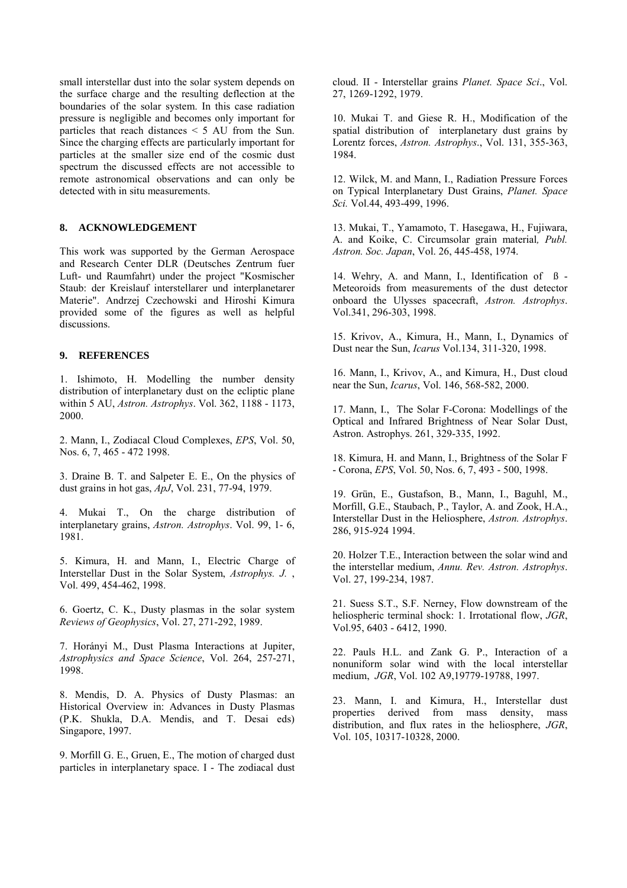small interstellar dust into the solar system depends on the surface charge and the resulting deflection at the boundaries of the solar system. In this case radiation pressure is negligible and becomes only important for particles that reach distances < 5 AU from the Sun. Since the charging effects are particularly important for particles at the smaller size end of the cosmic dust spectrum the discussed effects are not accessible to remote astronomical observations and can only be detected with in situ measurements.

## 8. ACKNOWLEDGEMENT

This work was supported by the German Aerospace and Research Center DLR (Deutsches Zentrum fuer Luft- und Raumfahrt) under the project "Kosmischer Staub: der Kreislauf interstellarer und interplanetarer Materie". Andrzej Czechowski and Hiroshi Kimura provided some of the figures as well as helpful discussions.

## 9. REFERENCES

1. Ishimoto, H. Modelling the number density distribution of interplanetary dust on the ecliptic plane within 5 AU, *Astron. Astrophys*. Vol. 362, 1188 - 1173, 2000.

2. Mann, I., Zodiacal Cloud Complexes, *EPS*, Vol. 50, Nos. 6, 7, 465 - 472 1998.

3. Draine B. T. and Salpeter E. E., On the physics of dust grains in hot gas, *ApJ*, Vol. 231, 77-94, 1979.

4. Mukai T., On the charge distribution of interplanetary grains, *Astron. Astrophys*. Vol. 99, 1- 6, 1981.

5. Kimura, H. and Mann, I., Electric Charge of Interstellar Dust in the Solar System, *Astrophys. J.* , Vol. 499, 454-462, 1998.

6. Goertz, C. K., Dusty plasmas in the solar system *Reviews of Geophysics*, Vol. 27, 271-292, 1989.

7. Horányi M., Dust Plasma Interactions at Jupiter, *Astrophysics and Space Science*, Vol. 264, 257-271, 1998.

8. Mendis, D. A. Physics of Dusty Plasmas: an Historical Overview in: Advances in Dusty Plasmas (P.K. Shukla, D.A. Mendis, and T. Desai eds) Singapore, 1997.

9. Morfill G. E., Gruen, E., The motion of charged dust particles in interplanetary space. I - The zodiacal dust cloud. II - Interstellar grains *Planet. Space Sci*., Vol. 27, 1269-1292, 1979.

10. Mukai T. and Giese R. H., Modification of the spatial distribution of interplanetary dust grains by Lorentz forces, *Astron. Astrophys*., Vol. 131, 355-363, 1984.

12. Wilck, M. and Mann, I., Radiation Pressure Forces on Typical Interplanetary Dust Grains, *Planet. Space Sci.* Vol.44, 493-499, 1996.

13. Mukai, T., Yamamoto, T. Hasegawa, H., Fujiwara, A. and Koike, C. Circumsolar grain material*, Publ. Astron. Soc. Japan*, Vol. 26, 445-458, 1974.

14. Wehry, A. and Mann, I., Identification of ß - Meteoroids from measurements of the dust detector onboard the Ulysses spacecraft, *Astron. Astrophys*. Vol.341, 296-303, 1998.

15. Krivov, A., Kimura, H., Mann, I., Dynamics of Dust near the Sun, *Icarus* Vol.134, 311-320, 1998.

16. Mann, I., Krivov, A., and Kimura, H., Dust cloud near the Sun, *Icarus*, Vol. 146, 568-582, 2000.

17. Mann, I., The Solar F-Corona: Modellings of the Optical and Infrared Brightness of Near Solar Dust, Astron. Astrophys. 261, 329-335, 1992.

18. Kimura, H. and Mann, I., Brightness of the Solar F - Corona, *EPS*, Vol. 50, Nos. 6, 7, 493 - 500, 1998.

19. Grün, E., Gustafson, B., Mann, I., Baguhl, M., Morfill, G.E., Staubach, P., Taylor, A. and Zook, H.A., Interstellar Dust in the Heliosphere, *Astron. Astrophys*. 286, 915-924 1994.

20. Holzer T.E., Interaction between the solar wind and the interstellar medium, *Annu. Rev. Astron. Astrophys*. Vol. 27, 199-234, 1987.

21. Suess S.T., S.F. Nerney, Flow downstream of the heliospheric terminal shock: 1. Irrotational flow, *JGR*, Vol.95, 6403 - 6412, 1990.

22. Pauls H.L. and Zank G. P., Interaction of a nonuniform solar wind with the local interstellar medium, *JGR*, Vol. 102 A9,19779-19788, 1997.

23. Mann, I. and Kimura, H., Interstellar dust properties derived from mass density, mass distribution, and flux rates in the heliosphere, *JGR*, Vol. 105, 10317-10328, 2000.